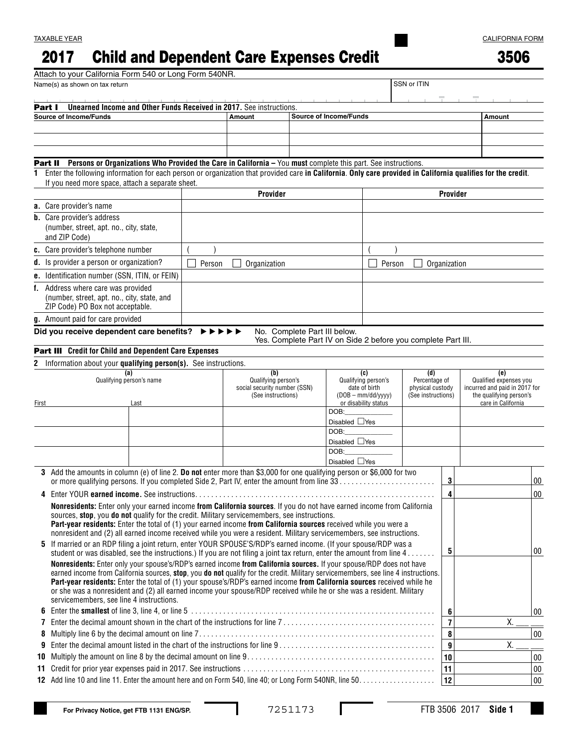TAXABLE YEAR

CALIFORNIA FORM

# 2017 Child and Dependent Care Expenses Credit 3506

Attach to your California Form 540 or Long Form 540NR.

| Name(s) as shown on tax return | SSN or ITIN |
|---|---|
| | |

## Part I Unearned Income and Other Funds Received in 2017. See instructions.

| Source of Income/Funds | Amount | Source of Income/Funds | Amount |
|---|---|---|---|
| | | | |
| | | | |
| | | | |

## Part II Persons or Organizations Who Provided the Care in California – You **must** complete this part. See instructions.

**1** Enter the following information for each person or organization that provided care **in California**. **Only care provided in California qualifies for the credit**. If you need more space, attach a separate sheet.

| | Provider | Provider |
|---|---|---|
| **a.** Care provider's name | | |
| **b.** Care provider's address (number, street, apt. no., city, state, and ZIP Code) | | |
| **c.** Care provider's telephone number | ( ) | ( ) |
| **d.** Is provider a person or organization? | ☐ Person ☐ Organization | ☐ Person ☐ Organization |
| **e.** Identification number (SSN, ITIN, or FEIN) | | |
| **f.** Address where care was provided (number, street, apt. no., city, state, and ZIP Code) PO Box not acceptable. | | |
| **g.** Amount paid for care provided | | |

**Did you receive dependent care benefits?** ►►►►► No. Complete Part III below.
Yes. Complete Part IV on Side 2 before you complete Part III.

## Part III Credit for Child and Dependent Care Expenses

**2** Information about your **qualifying person(s).** See instructions.

| (a) Qualifying person's name First | Last | (b) Qualifying person's social security number (SSN) (See instructions) | (c) Qualifying person's date of birth (DOB – mm/dd/yyyy) or disability status | (d) Percentage of physical custody (See instructions) | (e) Qualified expenses you incurred and paid in 2017 for the qualifying person's care in California |
|---|---|---|---|---|---|
| | | | DOB:\_\_\_\_\_ Disabled ☐Yes | | |
| | | | DOB:\_\_\_\_\_ Disabled ☐Yes | | |
| | | | DOB:\_\_\_\_\_ Disabled ☐Yes | | |

| | | | |
|---|---|---|---|
| **3** | Add the amounts in column (e) of line 2. **Do not** enter more than $3,000 for one qualifying person or $6,000 for two or more qualifying persons. If you completed Side 2, Part IV, enter the amount from line 33 | 3 | 00 |
| **4** | Enter YOUR **earned income.** See instructions. **Nonresidents:** Enter only your earned income **from California sources**. If you do not have earned income from California sources, **stop**, you **do not** qualify for the credit. Military servicemembers, see instructions. **Part-year residents:** Enter the total of (1) your earned income **from California sources** received while you were a nonresident and (2) all earned income received while you were a resident. Military servicemembers, see instructions. | 4 | 00 |
| **5** | If married or an RDP filing a joint return, enter YOUR SPOUSE'S/RDP'S earned income. (If your spouse/RDP was a student or was disabled, see the instructions.) If you are not filing a joint tax return, enter the amount from line 4. **Nonresidents:** Enter only your spouse's/RDP's earned income **from California sources.** If your spouse/RDP does not have earned income from California sources, **stop**, you **do not** qualify for the credit. Military servicemembers, see line 4 instructions. **Part-year residents:** Enter the total of (1) your spouse's/RDP's earned income **from California sources** received while he or she was a nonresident and (2) all earned income your spouse/RDP received while he or she was a resident. Military servicemembers, see line 4 instructions. | 5 | 00 |
| **6** | Enter the **smallest** of line 3, line 4, or line 5 | 6 | 00 |
| **7** | Enter the decimal amount shown in the chart of the instructions for line 7 | 7 | X. \_\_ \_\_ |
| **8** | Multiply line 6 by the decimal amount on line 7 | 8 | 00 |
| **9** | Enter the decimal amount listed in the chart of the instructions for line 9 | 9 | X. \_\_ \_\_ |
| **10** | Multiply the amount on line 8 by the decimal amount on line 9 | 10 | 00 |
| **11** | Credit for prior year expenses paid in 2017. See instructions | 11 | 00 |
| **12** | Add line 10 and line 11. Enter the amount here and on Form 540, line 40; or Long Form 540NR, line 50 | 12 | 00 |

For Privacy Notice, get FTB 1131 ENG/SP.

7251173

FTB 3506 2017 Side 1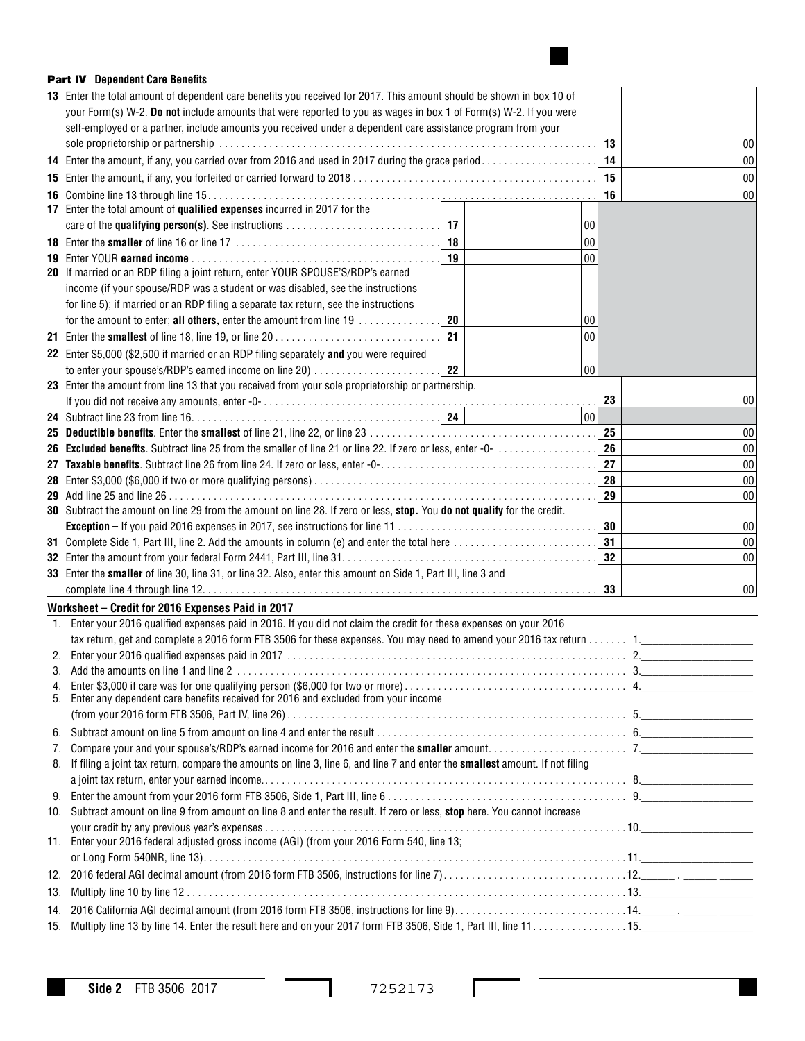## Part IV Dependent Care Benefits

| | | | | | | |
|---|---|---|---|---|---|---|
| **13** | Enter the total amount of dependent care benefits you received for 2017. This amount should be shown in box 10 of your Form(s) W-2. **Do not** include amounts that were reported to you as wages in box 1 of Form(s) W-2. If you were self-employed or a partner, include amounts you received under a dependent care assistance program from your sole proprietorship or partnership | | | 13 | | 00 |
| **14** | Enter the amount, if any, you carried over from 2016 and used in 2017 during the grace period | | | 14 | | 00 |
| **15** | Enter the amount, if any, you forfeited or carried forward to 2018 | | | 15 | | 00 |
| **16** | Combine line 13 through line 15 | | | 16 | | 00 |
| **17** | Enter the total amount of **qualified expenses** incurred in 2017 for the care of the **qualifying person(s)**. See instructions | 17 | 00 | | | |
| **18** | Enter the **smaller** of line 16 or line 17 | 18 | 00 | | | |
| **19** | Enter YOUR **earned income** | 19 | 00 | | | |
| **20** | If married or an RDP filing a joint return, enter YOUR SPOUSE'S/RDP's earned income (if your spouse/RDP was a student or was disabled, see the instructions for line 5); if married or an RDP filing a separate tax return, see the instructions for the amount to enter; **all others,** enter the amount from line 19 | 20 | 00 | | | |
| **21** | Enter the **smallest** of line 18, line 19, or line 20 | 21 | 00 | | | |
| **22** | Enter $5,000 ($2,500 if married or an RDP filing separately **and** you were required to enter your spouse's/RDP's earned income on line 20) | 22 | 00 | | | |
| **23** | Enter the amount from line 13 that you received from your sole proprietorship or partnership. If you did not receive any amounts, enter -0- | | | 23 | | 00 |
| **24** | Subtract line 23 from line 16 | 24 | 00 | | | |
| **25** | **Deductible benefits**. Enter the **smallest** of line 21, line 22, or line 23 | | | 25 | | 00 |
| **26** | **Excluded benefits**. Subtract line 25 from the smaller of line 21 or line 22. If zero or less, enter -0- | | | 26 | | 00 |
| **27** | **Taxable benefits**. Subtract line 26 from line 24. If zero or less, enter -0- | | | 27 | | 00 |
| **28** | Enter $3,000 ($6,000 if two or more qualifying persons) | | | 28 | | 00 |
| **29** | Add line 25 and line 26 | | | 29 | | 00 |
| **30** | Subtract the amount on line 29 from the amount on line 28. If zero or less, **stop.** You **do not qualify** for the credit. **Exception –** If you paid 2016 expenses in 2017, see instructions for line 11 | | | 30 | | 00 |
| **31** | Complete Side 1, Part III, line 2. Add the amounts in column (e) and enter the total here | | | 31 | | 00 |
| **32** | Enter the amount from your federal Form 2441, Part III, line 31 | | | 32 | | 00 |
| **33** | Enter the **smaller** of line 30, line 31, or line 32. Also, enter this amount on Side 1, Part III, line 3 and complete line 4 through line 12 | | | 33 | | 00 |

### Worksheet – Credit for 2016 Expenses Paid in 2017

1. Enter your 2016 qualified expenses paid in 2016. If you did not claim the credit for these expenses on your 2016 tax return, get and complete a 2016 form FTB 3506 for these expenses. You may need to amend your 2016 tax return . . . . . . . 1.___________
2. Enter your 2016 qualified expenses paid in 2017 . . . . . . . 2.___________
3. Add the amounts on line 1 and line 2 . . . . . . . 3.___________
4. Enter $3,000 if care was for one qualifying person ($6,000 for two or more) . . . . . . . 4.___________
5. Enter any dependent care benefits received for 2016 and excluded from your income (from your 2016 form FTB 3506, Part IV, line 26) . . . . . . . 5.___________
6. Subtract amount on line 5 from amount on line 4 and enter the result . . . . . . . 6.___________
7. Compare your and your spouse's/RDP's earned income for 2016 and enter the **smaller** amount. . . . . . . 7.___________
8. If filing a joint tax return, compare the amounts on line 3, line 6, and line 7 and enter the **smallest** amount. If not filing a joint tax return, enter your earned income. . . . . . . 8.___________
9. Enter the amount from your 2016 form FTB 3506, Side 1, Part III, line 6 . . . . . . . 9.___________
10. Subtract amount on line 9 from amount on line 8 and enter the result. If zero or less, **stop** here. You cannot increase your credit by any previous year's expenses . . . . . . . 10.___________
11. Enter your 2016 federal adjusted gross income (AGI) (from your 2016 Form 540, line 13; or Long Form 540NR, line 13). . . . . . . 11.___________
12. 2016 federal AGI decimal amount (from 2016 form FTB 3506, instructions for line 7). . . . . . . 12.______ . ______ ______
13. Multiply line 10 by line 12 . . . . . . . 13.___________
14. 2016 California AGI decimal amount (from 2016 form FTB 3506, instructions for line 9). . . . . . . 14.______ . ______ ______
15. Multiply line 13 by line 14. Enter the result here and on your 2017 form FTB 3506, Side 1, Part III, line 11. . . . . . . 15.___________